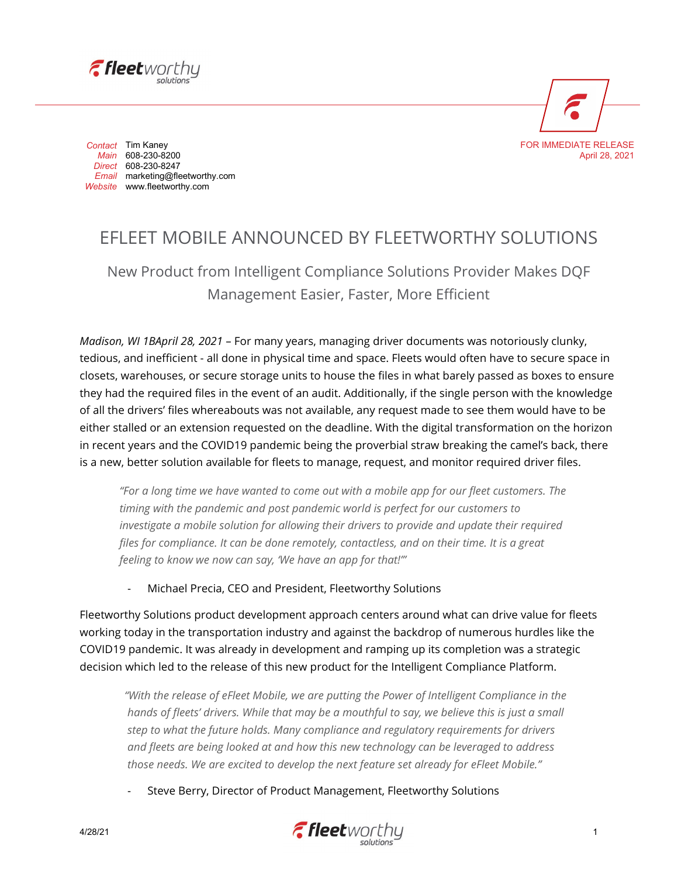Contact Tim Kaney
Main 608-230-8200
Direct 608-230-8247
Email marketing@fleetworthy.com
Website www.fleetworthy.com

FOR IMMEDIATE RELEASE
April 28, 2021

# EFLEET MOBILE ANNOUNCED BY FLEETWORTHY SOLUTIONS

## New Product from Intelligent Compliance Solutions Provider Makes DQF Management Easier, Faster, More Efficient

*Madison, WI 1BApril 28, 2021* – For many years, managing driver documents was notoriously clunky, tedious, and inefficient - all done in physical time and space. Fleets would often have to secure space in closets, warehouses, or secure storage units to house the files in what barely passed as boxes to ensure they had the required files in the event of an audit. Additionally, if the single person with the knowledge of all the drivers' files whereabouts was not available, any request made to see them would have to be either stalled or an extension requested on the deadline. With the digital transformation on the horizon in recent years and the COVID19 pandemic being the proverbial straw breaking the camel's back, there is a new, better solution available for fleets to manage, request, and monitor required driver files.

> *"For a long time we have wanted to come out with a mobile app for our fleet customers. The timing with the pandemic and post pandemic world is perfect for our customers to investigate a mobile solution for allowing their drivers to provide and update their required files for compliance. It can be done remotely, contactless, and on their time. It is a great feeling to know we now can say, 'We have an app for that!'"*

- Michael Precia, CEO and President, Fleetworthy Solutions

Fleetworthy Solutions product development approach centers around what can drive value for fleets working today in the transportation industry and against the backdrop of numerous hurdles like the COVID19 pandemic. It was already in development and ramping up its completion was a strategic decision which led to the release of this new product for the Intelligent Compliance Platform.

> *"With the release of eFleet Mobile, we are putting the Power of Intelligent Compliance in the hands of fleets' drivers. While that may be a mouthful to say, we believe this is just a small step to what the future holds. Many compliance and regulatory requirements for drivers and fleets are being looked at and how this new technology can be leveraged to address those needs. We are excited to develop the next feature set already for eFleet Mobile."*

- Steve Berry, Director of Product Management, Fleetworthy Solutions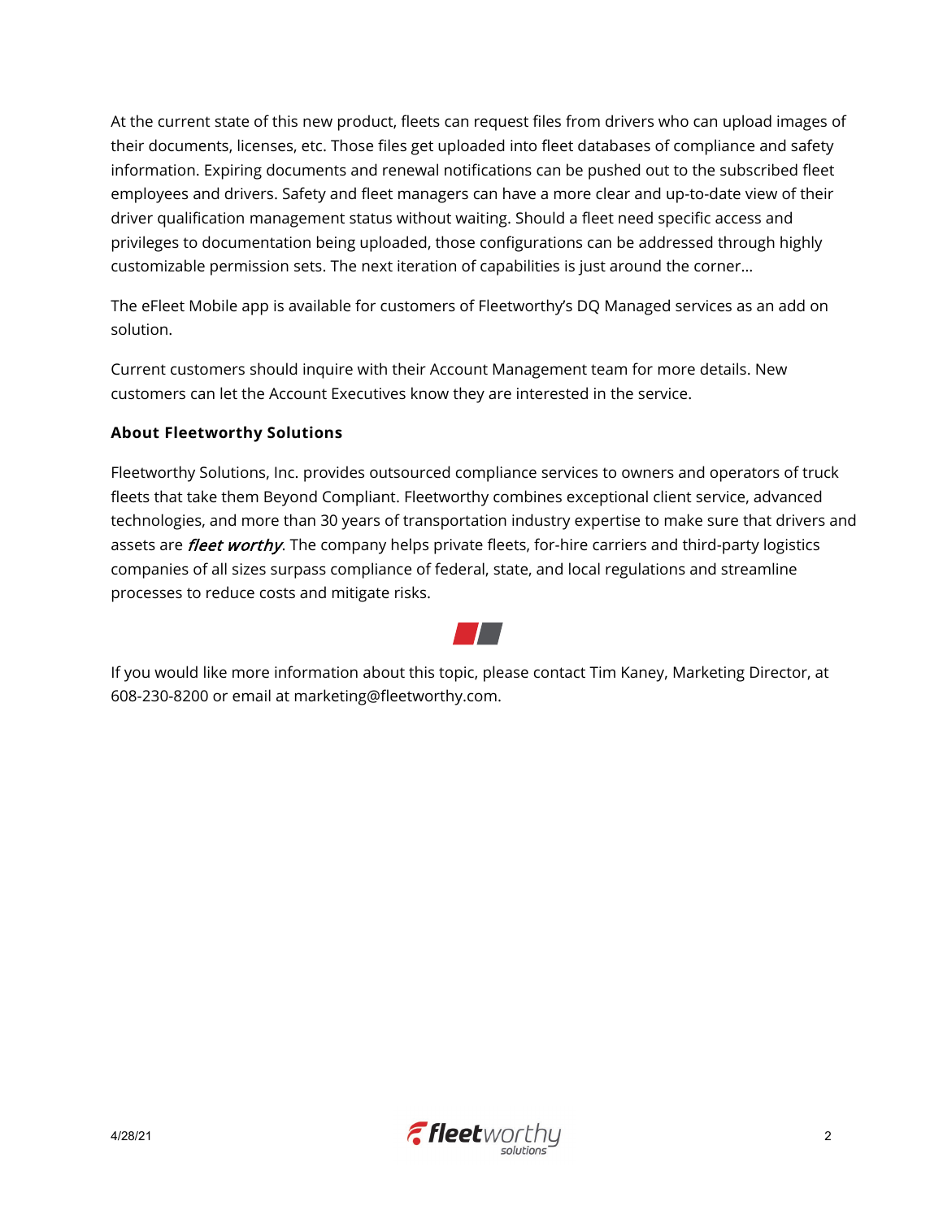At the current state of this new product, fleets can request files from drivers who can upload images of their documents, licenses, etc. Those files get uploaded into fleet databases of compliance and safety information. Expiring documents and renewal notifications can be pushed out to the subscribed fleet employees and drivers. Safety and fleet managers can have a more clear and up-to-date view of their driver qualification management status without waiting. Should a fleet need specific access and privileges to documentation being uploaded, those configurations can be addressed through highly customizable permission sets. The next iteration of capabilities is just around the corner…

The eFleet Mobile app is available for customers of Fleetworthy's DQ Managed services as an add on solution.

Current customers should inquire with their Account Management team for more details. New customers can let the Account Executives know they are interested in the service.

**About Fleetworthy Solutions**

Fleetworthy Solutions, Inc. provides outsourced compliance services to owners and operators of truck fleets that take them Beyond Compliant. Fleetworthy combines exceptional client service, advanced technologies, and more than 30 years of transportation industry expertise to make sure that drivers and assets are ***fleet worthy***. The company helps private fleets, for-hire carriers and third-party logistics companies of all sizes surpass compliance of federal, state, and local regulations and streamline processes to reduce costs and mitigate risks.

If you would like more information about this topic, please contact Tim Kaney, Marketing Director, at 608-230-8200 or email at marketing@fleetworthy.com.